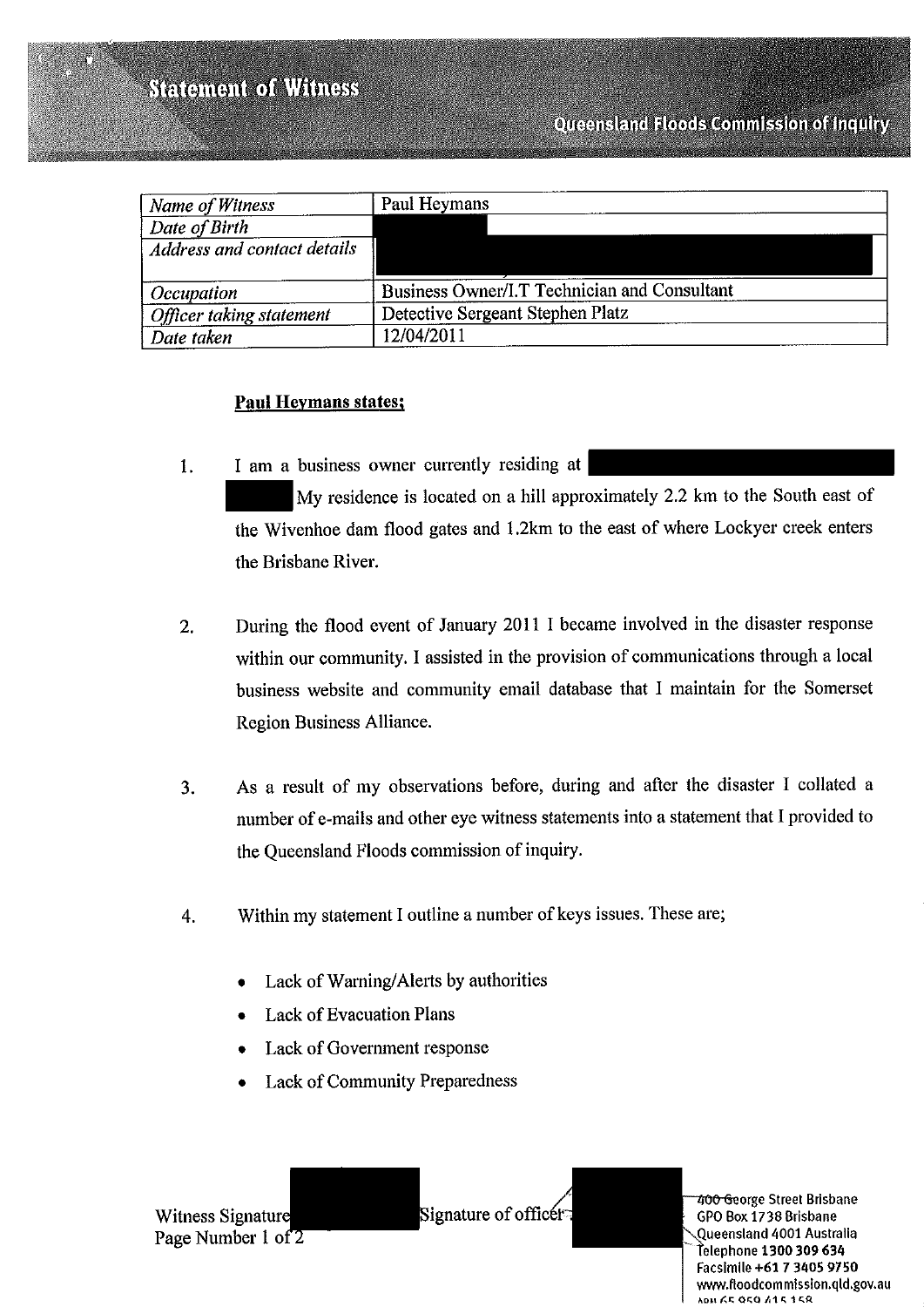# Statement of Witness

## Queensland Floods Commission of Inquiry

| *Name of Witness* | Paul Heymans |
|---|---|
| *Date of Birth* | |
| *Address and contact details* | |
| *Occupation* | Business Owner/I.T Technician and Consultant |
| *Officer taking statement* | Detective Sergeant Stephen Platz |
| *Date taken* | 12/04/2011 |

**Paul Heymans states;**

1. I am a business owner currently residing at My residence is located on a hill approximately 2.2 km to the South east of the Wivenhoe dam flood gates and 1.2km to the east of where Lockyer creek enters the Brisbane River.

2. During the flood event of January 2011 I became involved in the disaster response within our community. I assisted in the provision of communications through a local business website and community email database that I maintain for the Somerset Region Business Alliance.

3. As a result of my observations before, during and after the disaster I collated a number of e-mails and other eye witness statements into a statement that I provided to the Queensland Floods commission of inquiry.

4. Within my statement I outline a number of keys issues. These are;

   - Lack of Warning/Alerts by authorities
   - Lack of Evacuation Plans
   - Lack of Government response
   - Lack of Community Preparedness

Witness Signature Signature of officer

400 George Street Brisbane
GPO Box 1738 Brisbane
Queensland 4001 Australia
Telephone 1300 309 634
Facsimile +61 7 3405 9750
www.floodcommission.qld.gov.au
ABN 65 959 415 158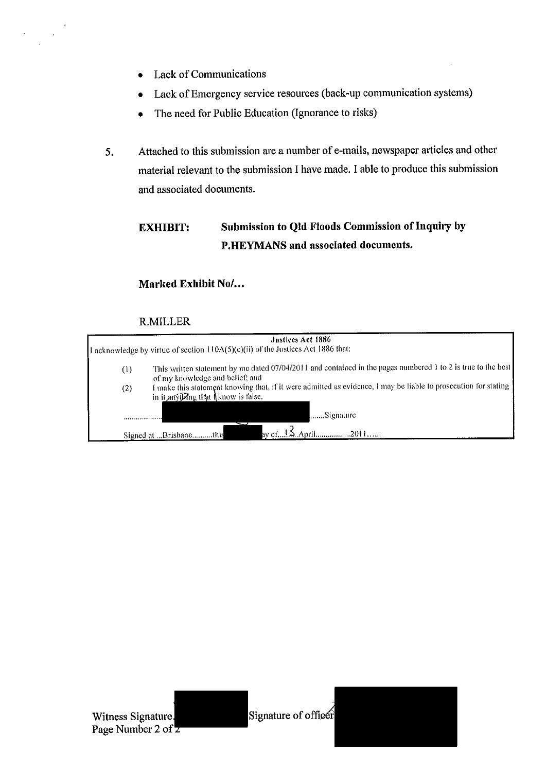- Lack of Communications
- Lack of Emergency service resources (back-up communication systems)
- The need for Public Education (Ignorance to risks)

5. Attached to this submission are a number of e-mails, newspaper articles and other material relevant to the submission I have made. I able to produce this submission and associated documents.

**EXHIBIT:** **Submission to Qld Floods Commission of Inquiry by P.HEYMANS and associated documents.**

**Marked Exhibit No/...**

R.MILLER

**Justices Act 1886**

I acknowledge by virtue of section 110A(5)(c)(ii) of the Justices Act 1886 that:

(1) This written statement by me dated 07/04/2011 and contained in the pages numbered 1 to 2 is true to the best of my knowledge and belief; and

(2) I make this statement knowing that, if it were admitted as evidence, I may be liable to prosecution for stating in it anything that I know is false.

.................. .......Signature

Signed at ...Brisbane..........this ay of....13..April.................2011......

Witness Signature

Signature of officer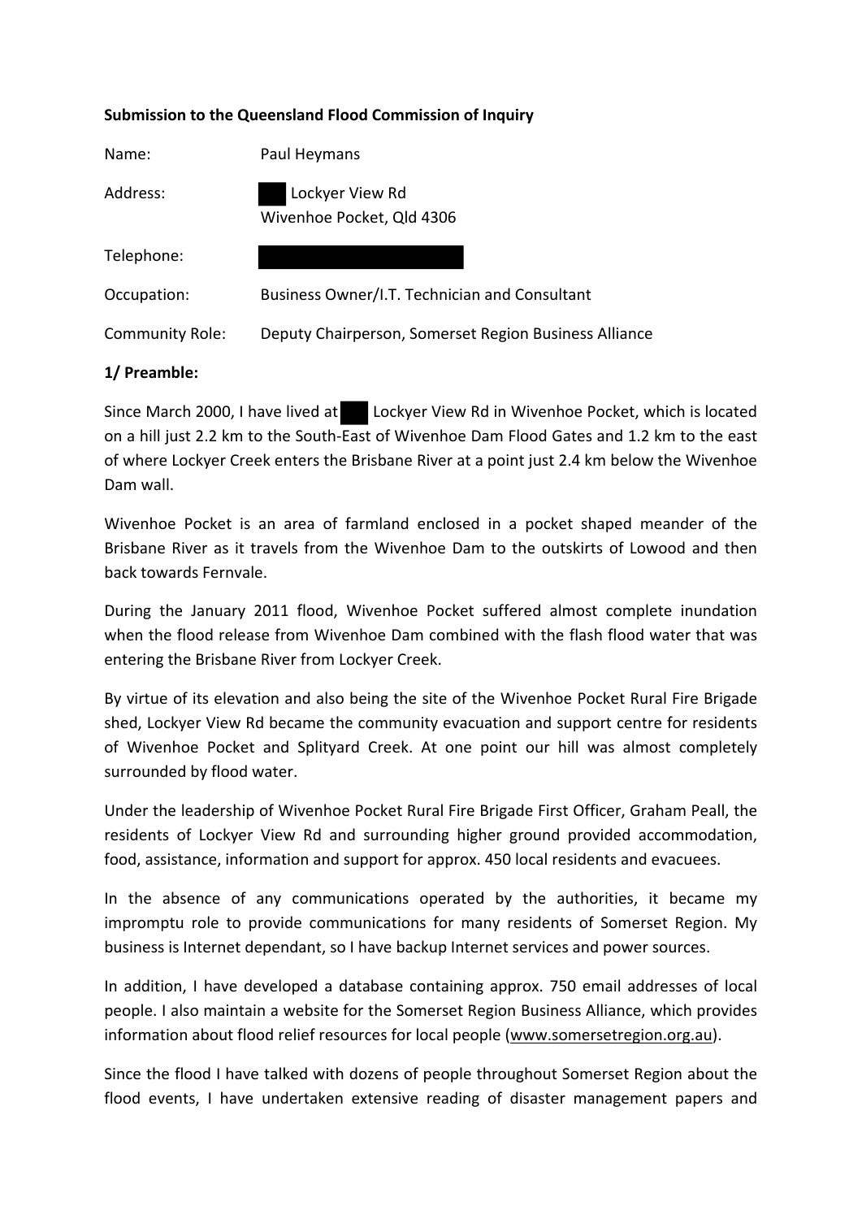**Submission to the Queensland Flood Commission of Inquiry**

| | |
|---|---|
| Name: | Paul Heymans |
| Address: | ███ Lockyer View Rd<br>Wivenhoe Pocket, Qld 4306 |
| Telephone: | ████████████ |
| Occupation: | Business Owner/I.T. Technician and Consultant |
| Community Role: | Deputy Chairperson, Somerset Region Business Alliance |

**1/ Preamble:**

Since March 2000, I have lived at ███ Lockyer View Rd in Wivenhoe Pocket, which is located on a hill just 2.2 km to the South-East of Wivenhoe Dam Flood Gates and 1.2 km to the east of where Lockyer Creek enters the Brisbane River at a point just 2.4 km below the Wivenhoe Dam wall.

Wivenhoe Pocket is an area of farmland enclosed in a pocket shaped meander of the Brisbane River as it travels from the Wivenhoe Dam to the outskirts of Lowood and then back towards Fernvale.

During the January 2011 flood, Wivenhoe Pocket suffered almost complete inundation when the flood release from Wivenhoe Dam combined with the flash flood water that was entering the Brisbane River from Lockyer Creek.

By virtue of its elevation and also being the site of the Wivenhoe Pocket Rural Fire Brigade shed, Lockyer View Rd became the community evacuation and support centre for residents of Wivenhoe Pocket and Splityard Creek. At one point our hill was almost completely surrounded by flood water.

Under the leadership of Wivenhoe Pocket Rural Fire Brigade First Officer, Graham Peall, the residents of Lockyer View Rd and surrounding higher ground provided accommodation, food, assistance, information and support for approx. 450 local residents and evacuees.

In the absence of any communications operated by the authorities, it became my impromptu role to provide communications for many residents of Somerset Region. My business is Internet dependant, so I have backup Internet services and power sources.

In addition, I have developed a database containing approx. 750 email addresses of local people. I also maintain a website for the Somerset Region Business Alliance, which provides information about flood relief resources for local people (www.somersetregion.org.au).

Since the flood I have talked with dozens of people throughout Somerset Region about the flood events, I have undertaken extensive reading of disaster management papers and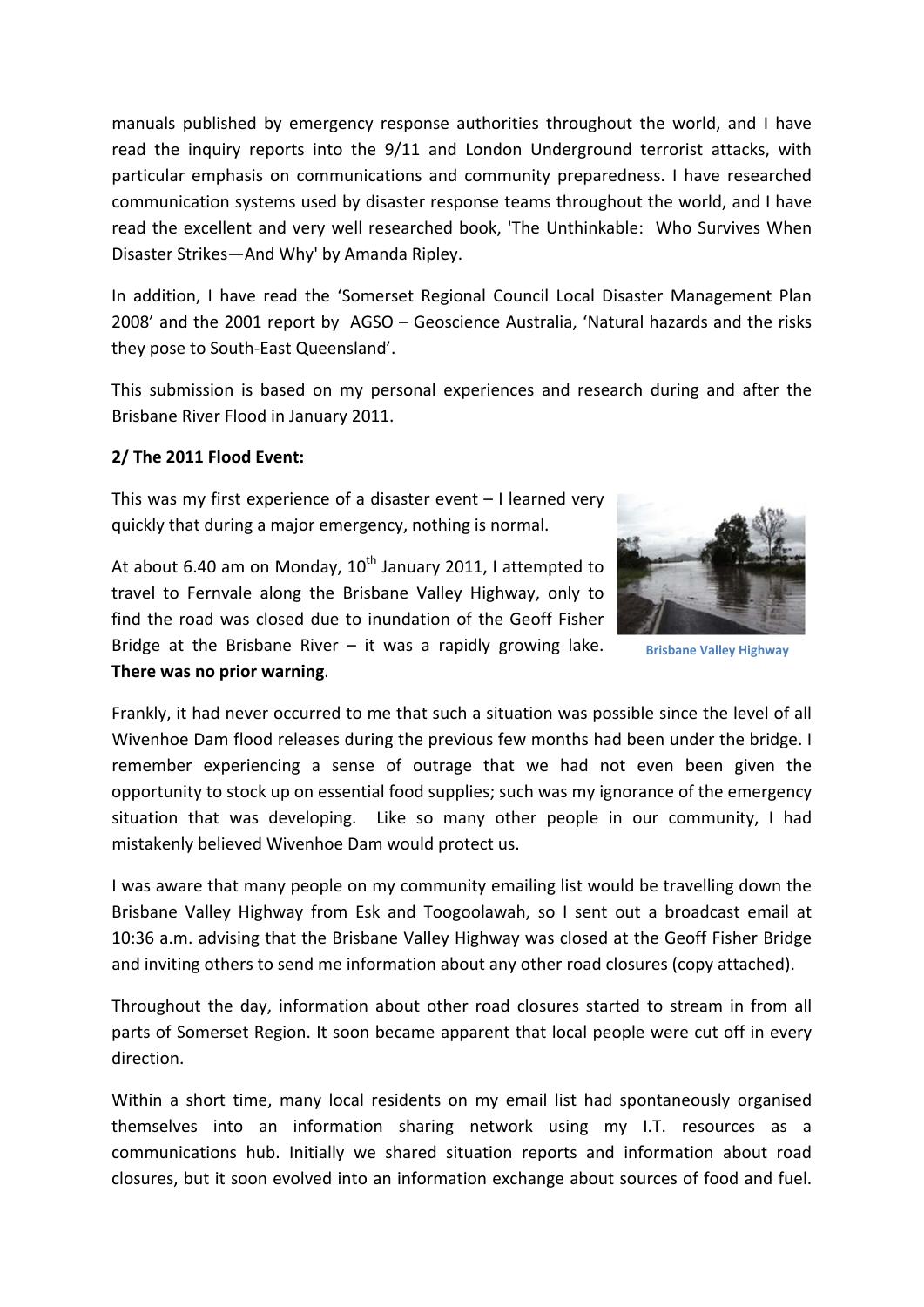manuals published by emergency response authorities throughout the world, and I have read the inquiry reports into the 9/11 and London Underground terrorist attacks, with particular emphasis on communications and community preparedness. I have researched communication systems used by disaster response teams throughout the world, and I have read the excellent and very well researched book, 'The Unthinkable: Who Survives When Disaster Strikes—And Why' by Amanda Ripley.

In addition, I have read the 'Somerset Regional Council Local Disaster Management Plan 2008' and the 2001 report by AGSO – Geoscience Australia, 'Natural hazards and the risks they pose to South-East Queensland'.

This submission is based on my personal experiences and research during and after the Brisbane River Flood in January 2011.

**2/ The 2011 Flood Event:**

This was my first experience of a disaster event – I learned very quickly that during a major emergency, nothing is normal.

At about 6.40 am on Monday, 10th January 2011, I attempted to travel to Fernvale along the Brisbane Valley Highway, only to find the road was closed due to inundation of the Geoff Fisher Bridge at the Brisbane River – it was a rapidly growing lake. **There was no prior warning**.

Brisbane Valley Highway

Frankly, it had never occurred to me that such a situation was possible since the level of all Wivenhoe Dam flood releases during the previous few months had been under the bridge. I remember experiencing a sense of outrage that we had not even been given the opportunity to stock up on essential food supplies; such was my ignorance of the emergency situation that was developing. Like so many other people in our community, I had mistakenly believed Wivenhoe Dam would protect us.

I was aware that many people on my community emailing list would be travelling down the Brisbane Valley Highway from Esk and Toogoolawah, so I sent out a broadcast email at 10:36 a.m. advising that the Brisbane Valley Highway was closed at the Geoff Fisher Bridge and inviting others to send me information about any other road closures (copy attached).

Throughout the day, information about other road closures started to stream in from all parts of Somerset Region. It soon became apparent that local people were cut off in every direction.

Within a short time, many local residents on my email list had spontaneously organised themselves into an information sharing network using my I.T. resources as a communications hub. Initially we shared situation reports and information about road closures, but it soon evolved into an information exchange about sources of food and fuel.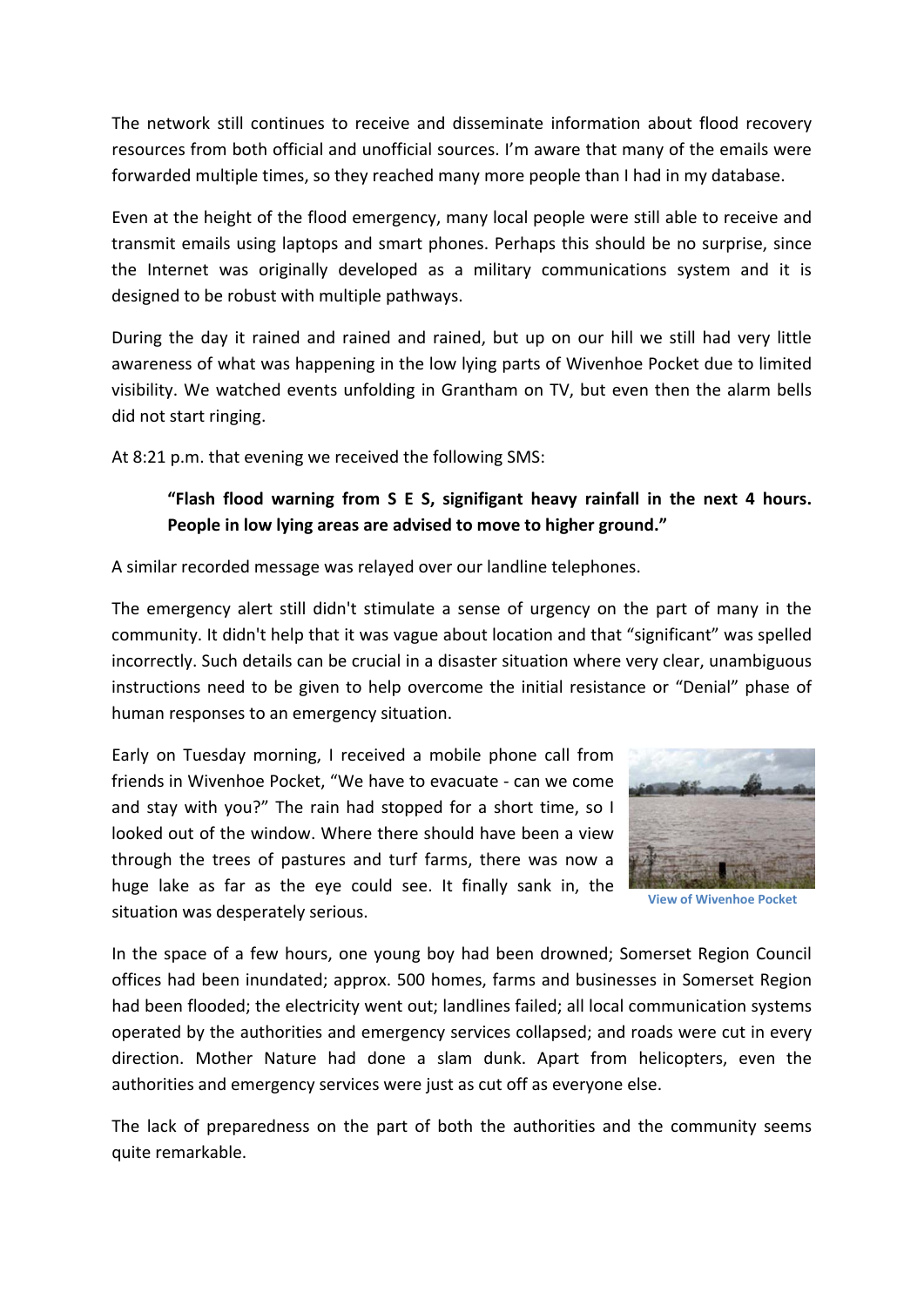The network still continues to receive and disseminate information about flood recovery resources from both official and unofficial sources. I'm aware that many of the emails were forwarded multiple times, so they reached many more people than I had in my database.

Even at the height of the flood emergency, many local people were still able to receive and transmit emails using laptops and smart phones. Perhaps this should be no surprise, since the Internet was originally developed as a military communications system and it is designed to be robust with multiple pathways.

During the day it rained and rained and rained, but up on our hill we still had very little awareness of what was happening in the low lying parts of Wivenhoe Pocket due to limited visibility. We watched events unfolding in Grantham on TV, but even then the alarm bells did not start ringing.

At 8:21 p.m. that evening we received the following SMS:

> **"Flash flood warning from S E S, signifigant heavy rainfall in the next 4 hours. People in low lying areas are advised to move to higher ground."**

A similar recorded message was relayed over our landline telephones.

The emergency alert still didn't stimulate a sense of urgency on the part of many in the community. It didn't help that it was vague about location and that "significant" was spelled incorrectly. Such details can be crucial in a disaster situation where very clear, unambiguous instructions need to be given to help overcome the initial resistance or "Denial" phase of human responses to an emergency situation.

Early on Tuesday morning, I received a mobile phone call from friends in Wivenhoe Pocket, "We have to evacuate - can we come and stay with you?" The rain had stopped for a short time, so I looked out of the window. Where there should have been a view through the trees of pastures and turf farms, there was now a huge lake as far as the eye could see. It finally sank in, the situation was desperately serious.

View of Wivenhoe Pocket

In the space of a few hours, one young boy had been drowned; Somerset Region Council offices had been inundated; approx. 500 homes, farms and businesses in Somerset Region had been flooded; the electricity went out; landlines failed; all local communication systems operated by the authorities and emergency services collapsed; and roads were cut in every direction. Mother Nature had done a slam dunk. Apart from helicopters, even the authorities and emergency services were just as cut off as everyone else.

The lack of preparedness on the part of both the authorities and the community seems quite remarkable.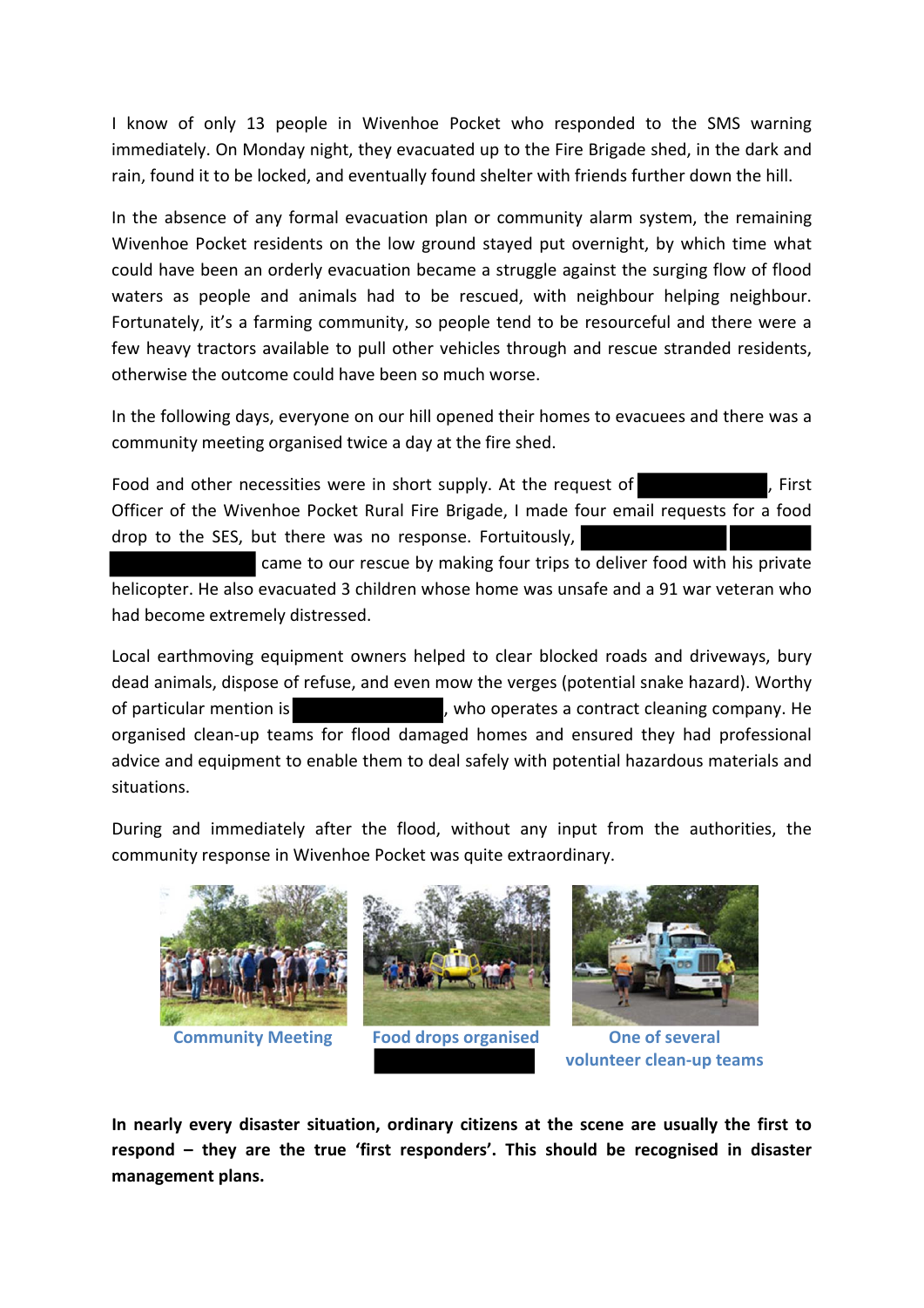I know of only 13 people in Wivenhoe Pocket who responded to the SMS warning immediately. On Monday night, they evacuated up to the Fire Brigade shed, in the dark and rain, found it to be locked, and eventually found shelter with friends further down the hill.

In the absence of any formal evacuation plan or community alarm system, the remaining Wivenhoe Pocket residents on the low ground stayed put overnight, by which time what could have been an orderly evacuation became a struggle against the surging flow of flood waters as people and animals had to be rescued, with neighbour helping neighbour. Fortunately, it's a farming community, so people tend to be resourceful and there were a few heavy tractors available to pull other vehicles through and rescue stranded residents, otherwise the outcome could have been so much worse.

In the following days, everyone on our hill opened their homes to evacuees and there was a community meeting organised twice a day at the fire shed.

Food and other necessities were in short supply. At the request of ██████████, First Officer of the Wivenhoe Pocket Rural Fire Brigade, I made four email requests for a food drop to the SES, but there was no response. Fortuitously, ██████████ ██████ ██████████ came to our rescue by making four trips to deliver food with his private helicopter. He also evacuated 3 children whose home was unsafe and a 91 war veteran who had become extremely distressed.

Local earthmoving equipment owners helped to clear blocked roads and driveways, bury dead animals, dispose of refuse, and even mow the verges (potential snake hazard). Worthy of particular mention is ██████████, who operates a contract cleaning company. He organised clean-up teams for flood damaged homes and ensured they had professional advice and equipment to enable them to deal safely with potential hazardous materials and situations.

During and immediately after the flood, without any input from the authorities, the community response in Wivenhoe Pocket was quite extraordinary.

Community Meeting

Food drops organised ██████████

One of several volunteer clean-up teams

**In nearly every disaster situation, ordinary citizens at the scene are usually the first to respond – they are the true 'first responders'. This should be recognised in disaster management plans.**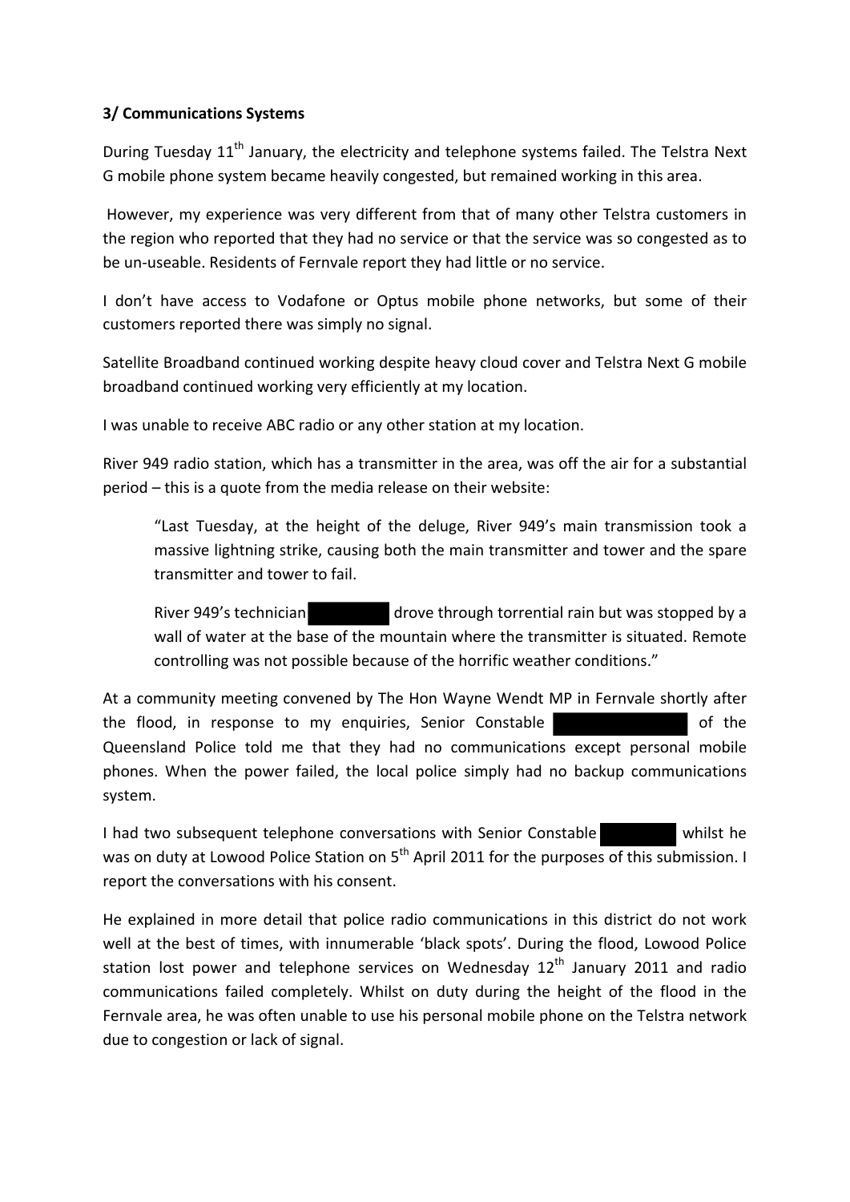### 3/ Communications Systems

During Tuesday 11th January, the electricity and telephone systems failed. The Telstra Next G mobile phone system became heavily congested, but remained working in this area.

However, my experience was very different from that of many other Telstra customers in the region who reported that they had no service or that the service was so congested as to be un-useable. Residents of Fernvale report they had little or no service.

I don't have access to Vodafone or Optus mobile phone networks, but some of their customers reported there was simply no signal.

Satellite Broadband continued working despite heavy cloud cover and Telstra Next G mobile broadband continued working very efficiently at my location.

I was unable to receive ABC radio or any other station at my location.

River 949 radio station, which has a transmitter in the area, was off the air for a substantial period – this is a quote from the media release on their website:

> "Last Tuesday, at the height of the deluge, River 949's main transmission took a massive lightning strike, causing both the main transmitter and tower and the spare transmitter and tower to fail.
>
> River 949's technician ██████ drove through torrential rain but was stopped by a wall of water at the base of the mountain where the transmitter is situated. Remote controlling was not possible because of the horrific weather conditions."

At a community meeting convened by The Hon Wayne Wendt MP in Fernvale shortly after the flood, in response to my enquiries, Senior Constable ██████████ of the Queensland Police told me that they had no communications except personal mobile phones. When the power failed, the local police simply had no backup communications system.

I had two subsequent telephone conversations with Senior Constable ██████ whilst he was on duty at Lowood Police Station on 5th April 2011 for the purposes of this submission. I report the conversations with his consent.

He explained in more detail that police radio communications in this district do not work well at the best of times, with innumerable 'black spots'. During the flood, Lowood Police station lost power and telephone services on Wednesday 12th January 2011 and radio communications failed completely. Whilst on duty during the height of the flood in the Fernvale area, he was often unable to use his personal mobile phone on the Telstra network due to congestion or lack of signal.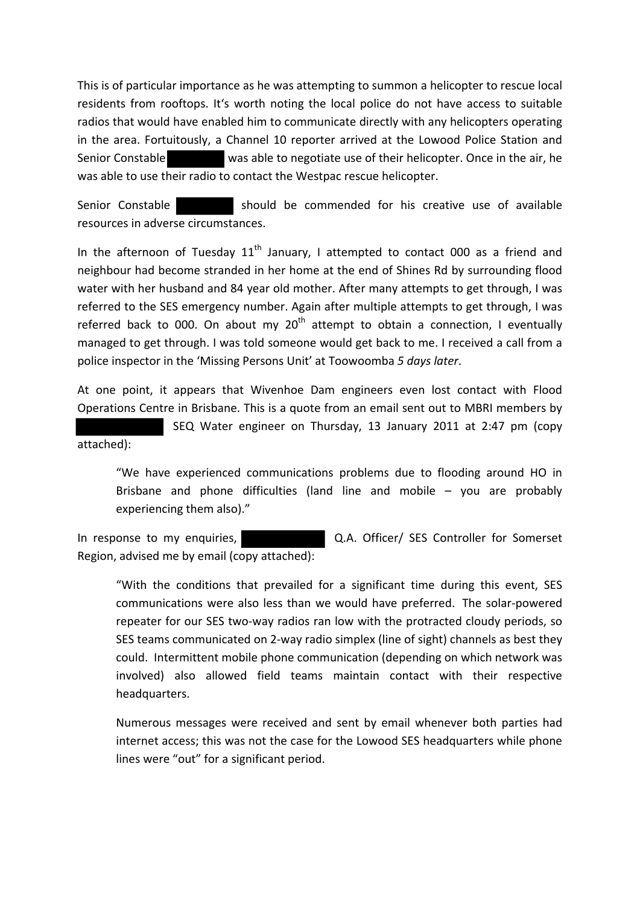This is of particular importance as he was attempting to summon a helicopter to rescue local residents from rooftops. It's worth noting the local police do not have access to suitable radios that would have enabled him to communicate directly with any helicopters operating in the area. Fortuitously, a Channel 10 reporter arrived at the Lowood Police Station and Senior Constable ████████ was able to negotiate use of their helicopter. Once in the air, he was able to use their radio to contact the Westpac rescue helicopter.

Senior Constable ████████ should be commended for his creative use of available resources in adverse circumstances.

In the afternoon of Tuesday 11th January, I attempted to contact 000 as a friend and neighbour had become stranded in her home at the end of Shines Rd by surrounding flood water with her husband and 84 year old mother. After many attempts to get through, I was referred to the SES emergency number. Again after multiple attempts to get through, I was referred back to 000. On about my 20th attempt to obtain a connection, I eventually managed to get through. I was told someone would get back to me. I received a call from a police inspector in the 'Missing Persons Unit' at Toowoomba *5 days later*.

At one point, it appears that Wivenhoe Dam engineers even lost contact with Flood Operations Centre in Brisbane. This is a quote from an email sent out to MBRI members by ██████████ SEQ Water engineer on Thursday, 13 January 2011 at 2:47 pm (copy attached):

> "We have experienced communications problems due to flooding around HO in Brisbane and phone difficulties (land line and mobile – you are probably experiencing them also)."

In response to my enquiries, ██████████ Q.A. Officer/ SES Controller for Somerset Region, advised me by email (copy attached):

> "With the conditions that prevailed for a significant time during this event, SES communications were also less than we would have preferred. The solar-powered repeater for our SES two-way radios ran low with the protracted cloudy periods, so SES teams communicated on 2-way radio simplex (line of sight) channels as best they could. Intermittent mobile phone communication (depending on which network was involved) also allowed field teams maintain contact with their respective headquarters.
>
> Numerous messages were received and sent by email whenever both parties had internet access; this was not the case for the Lowood SES headquarters while phone lines were "out" for a significant period.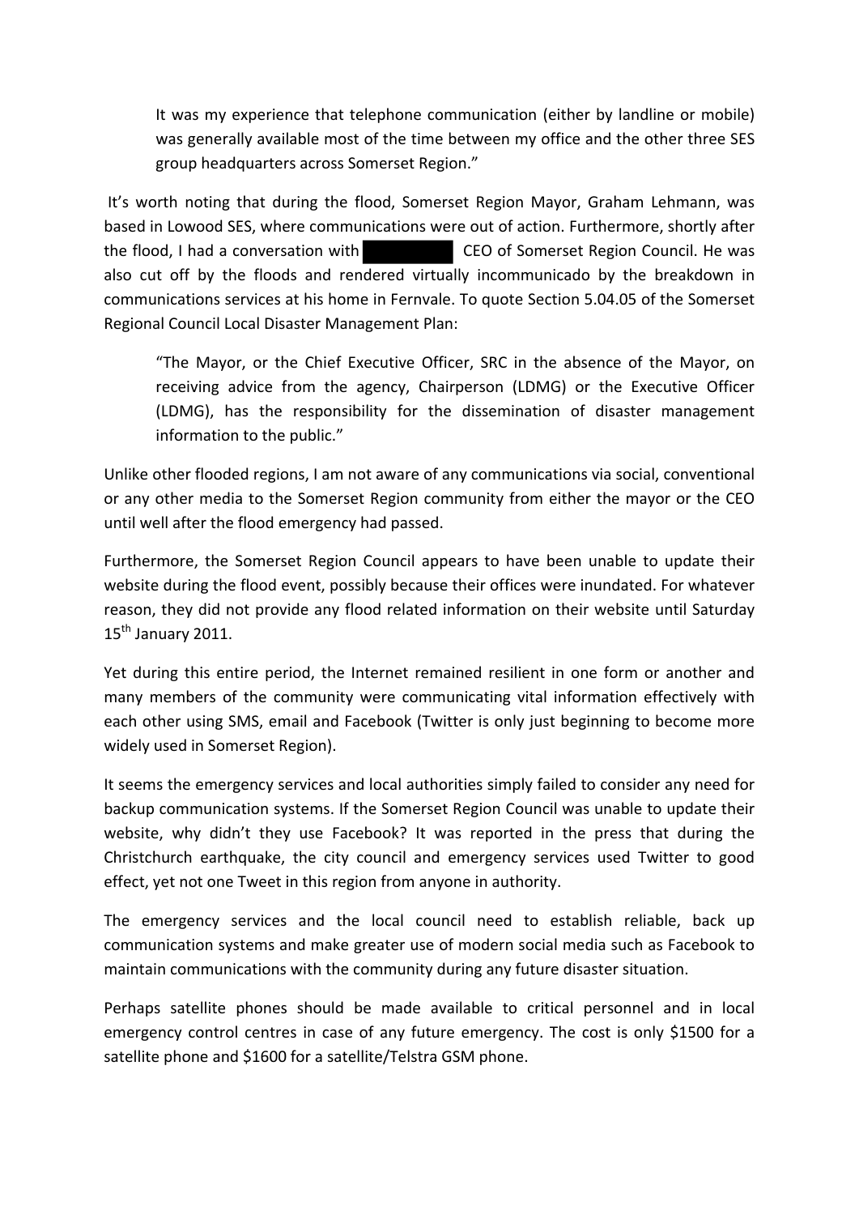> It was my experience that telephone communication (either by landline or mobile) was generally available most of the time between my office and the other three SES group headquarters across Somerset Region."

It's worth noting that during the flood, Somerset Region Mayor, Graham Lehmann, was based in Lowood SES, where communications were out of action. Furthermore, shortly after the flood, I had a conversation with [REDACTED] CEO of Somerset Region Council. He was also cut off by the floods and rendered virtually incommunicado by the breakdown in communications services at his home in Fernvale. To quote Section 5.04.05 of the Somerset Regional Council Local Disaster Management Plan:

> "The Mayor, or the Chief Executive Officer, SRC in the absence of the Mayor, on receiving advice from the agency, Chairperson (LDMG) or the Executive Officer (LDMG), has the responsibility for the dissemination of disaster management information to the public."

Unlike other flooded regions, I am not aware of any communications via social, conventional or any other media to the Somerset Region community from either the mayor or the CEO until well after the flood emergency had passed.

Furthermore, the Somerset Region Council appears to have been unable to update their website during the flood event, possibly because their offices were inundated. For whatever reason, they did not provide any flood related information on their website until Saturday 15th January 2011.

Yet during this entire period, the Internet remained resilient in one form or another and many members of the community were communicating vital information effectively with each other using SMS, email and Facebook (Twitter is only just beginning to become more widely used in Somerset Region).

It seems the emergency services and local authorities simply failed to consider any need for backup communication systems. If the Somerset Region Council was unable to update their website, why didn't they use Facebook? It was reported in the press that during the Christchurch earthquake, the city council and emergency services used Twitter to good effect, yet not one Tweet in this region from anyone in authority.

The emergency services and the local council need to establish reliable, back up communication systems and make greater use of modern social media such as Facebook to maintain communications with the community during any future disaster situation.

Perhaps satellite phones should be made available to critical personnel and in local emergency control centres in case of any future emergency. The cost is only $1500 for a satellite phone and $1600 for a satellite/Telstra GSM phone.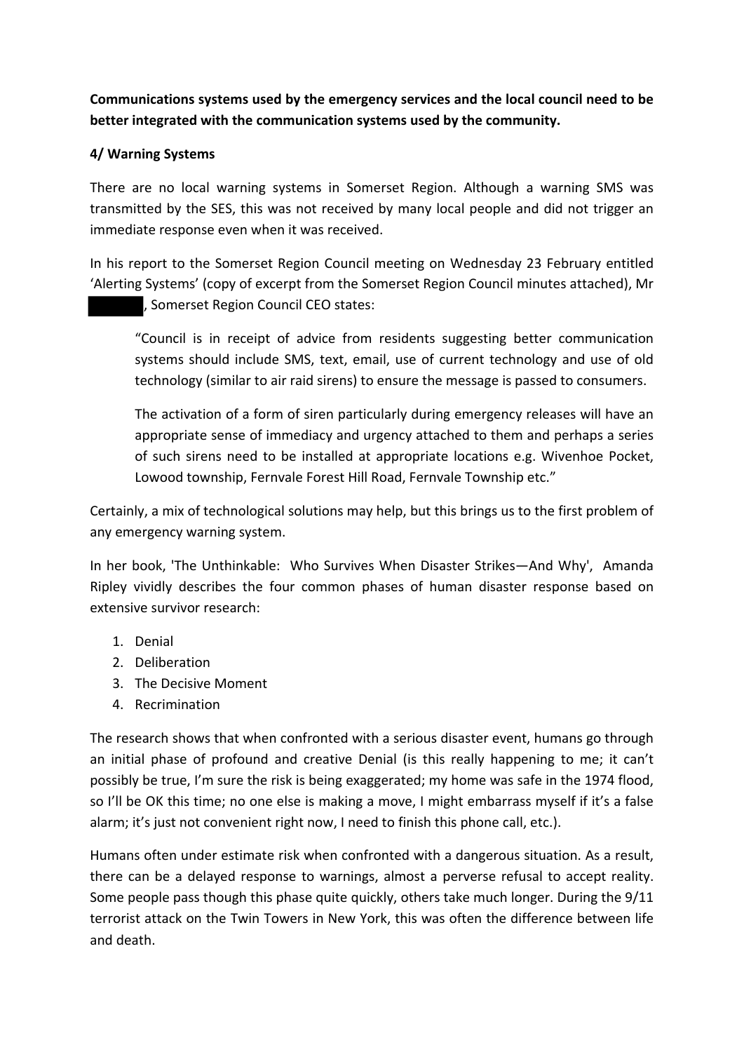**Communications systems used by the emergency services and the local council need to be better integrated with the communication systems used by the community.**

**4/ Warning Systems**

There are no local warning systems in Somerset Region. Although a warning SMS was transmitted by the SES, this was not received by many local people and did not trigger an immediate response even when it was received.

In his report to the Somerset Region Council meeting on Wednesday 23 February entitled 'Alerting Systems' (copy of excerpt from the Somerset Region Council minutes attached), Mr ██████, Somerset Region Council CEO states:

> "Council is in receipt of advice from residents suggesting better communication systems should include SMS, text, email, use of current technology and use of old technology (similar to air raid sirens) to ensure the message is passed to consumers.
>
> The activation of a form of siren particularly during emergency releases will have an appropriate sense of immediacy and urgency attached to them and perhaps a series of such sirens need to be installed at appropriate locations e.g. Wivenhoe Pocket, Lowood township, Fernvale Forest Hill Road, Fernvale Township etc."

Certainly, a mix of technological solutions may help, but this brings us to the first problem of any emergency warning system.

In her book, 'The Unthinkable: Who Survives When Disaster Strikes—And Why', Amanda Ripley vividly describes the four common phases of human disaster response based on extensive survivor research:

1. Denial
2. Deliberation
3. The Decisive Moment
4. Recrimination

The research shows that when confronted with a serious disaster event, humans go through an initial phase of profound and creative Denial (is this really happening to me; it can't possibly be true, I'm sure the risk is being exaggerated; my home was safe in the 1974 flood, so I'll be OK this time; no one else is making a move, I might embarrass myself if it's a false alarm; it's just not convenient right now, I need to finish this phone call, etc.).

Humans often under estimate risk when confronted with a dangerous situation. As a result, there can be a delayed response to warnings, almost a perverse refusal to accept reality. Some people pass though this phase quite quickly, others take much longer. During the 9/11 terrorist attack on the Twin Towers in New York, this was often the difference between life and death.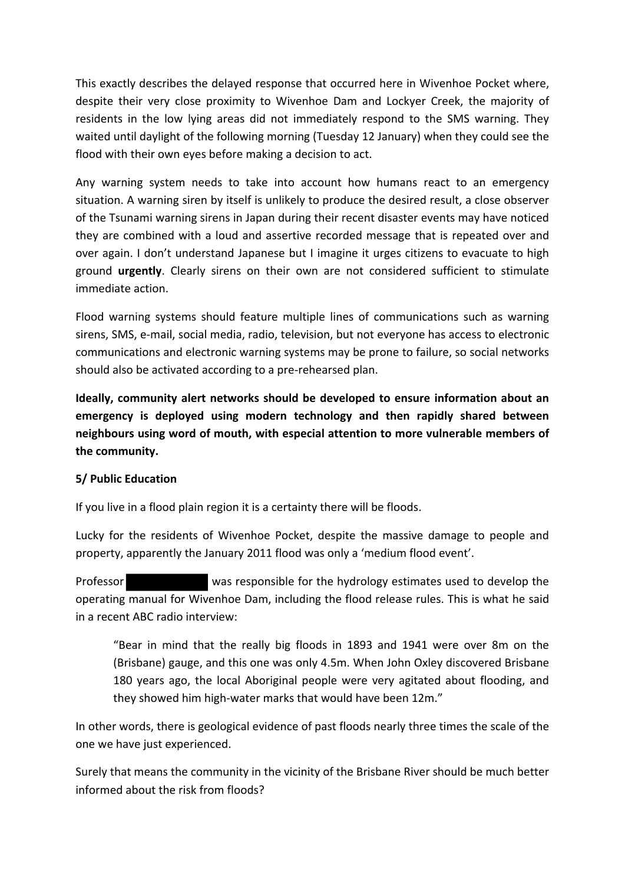This exactly describes the delayed response that occurred here in Wivenhoe Pocket where, despite their very close proximity to Wivenhoe Dam and Lockyer Creek, the majority of residents in the low lying areas did not immediately respond to the SMS warning. They waited until daylight of the following morning (Tuesday 12 January) when they could see the flood with their own eyes before making a decision to act.

Any warning system needs to take into account how humans react to an emergency situation. A warning siren by itself is unlikely to produce the desired result, a close observer of the Tsunami warning sirens in Japan during their recent disaster events may have noticed they are combined with a loud and assertive recorded message that is repeated over and over again. I don't understand Japanese but I imagine it urges citizens to evacuate to high ground **urgently**. Clearly sirens on their own are not considered sufficient to stimulate immediate action.

Flood warning systems should feature multiple lines of communications such as warning sirens, SMS, e-mail, social media, radio, television, but not everyone has access to electronic communications and electronic warning systems may be prone to failure, so social networks should also be activated according to a pre-rehearsed plan.

**Ideally, community alert networks should be developed to ensure information about an emergency is deployed using modern technology and then rapidly shared between neighbours using word of mouth, with especial attention to more vulnerable members of the community.**

**5/ Public Education**

If you live in a flood plain region it is a certainty there will be floods.

Lucky for the residents of Wivenhoe Pocket, despite the massive damage to people and property, apparently the January 2011 flood was only a 'medium flood event'.

Professor [REDACTED] was responsible for the hydrology estimates used to develop the operating manual for Wivenhoe Dam, including the flood release rules. This is what he said in a recent ABC radio interview:

> "Bear in mind that the really big floods in 1893 and 1941 were over 8m on the (Brisbane) gauge, and this one was only 4.5m. When John Oxley discovered Brisbane 180 years ago, the local Aboriginal people were very agitated about flooding, and they showed him high-water marks that would have been 12m."

In other words, there is geological evidence of past floods nearly three times the scale of the one we have just experienced.

Surely that means the community in the vicinity of the Brisbane River should be much better informed about the risk from floods?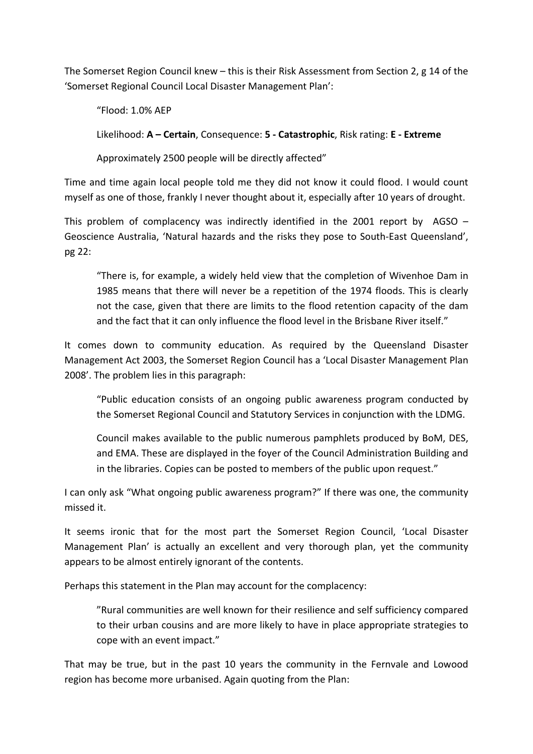The Somerset Region Council knew – this is their Risk Assessment from Section 2, g 14 of the 'Somerset Regional Council Local Disaster Management Plan':

> "Flood: 1.0% AEP
>
> Likelihood: **A – Certain**, Consequence: **5 - Catastrophic**, Risk rating: **E - Extreme**
>
> Approximately 2500 people will be directly affected"

Time and time again local people told me they did not know it could flood. I would count myself as one of those, frankly I never thought about it, especially after 10 years of drought.

This problem of complacency was indirectly identified in the 2001 report by AGSO – Geoscience Australia, 'Natural hazards and the risks they pose to South-East Queensland', pg 22:

> "There is, for example, a widely held view that the completion of Wivenhoe Dam in 1985 means that there will never be a repetition of the 1974 floods. This is clearly not the case, given that there are limits to the flood retention capacity of the dam and the fact that it can only influence the flood level in the Brisbane River itself."

It comes down to community education. As required by the Queensland Disaster Management Act 2003, the Somerset Region Council has a 'Local Disaster Management Plan 2008'. The problem lies in this paragraph:

> "Public education consists of an ongoing public awareness program conducted by the Somerset Regional Council and Statutory Services in conjunction with the LDMG.
>
> Council makes available to the public numerous pamphlets produced by BoM, DES, and EMA. These are displayed in the foyer of the Council Administration Building and in the libraries. Copies can be posted to members of the public upon request."

I can only ask "What ongoing public awareness program?" If there was one, the community missed it.

It seems ironic that for the most part the Somerset Region Council, 'Local Disaster Management Plan' is actually an excellent and very thorough plan, yet the community appears to be almost entirely ignorant of the contents.

Perhaps this statement in the Plan may account for the complacency:

> "Rural communities are well known for their resilience and self sufficiency compared to their urban cousins and are more likely to have in place appropriate strategies to cope with an event impact."

That may be true, but in the past 10 years the community in the Fernvale and Lowood region has become more urbanised. Again quoting from the Plan: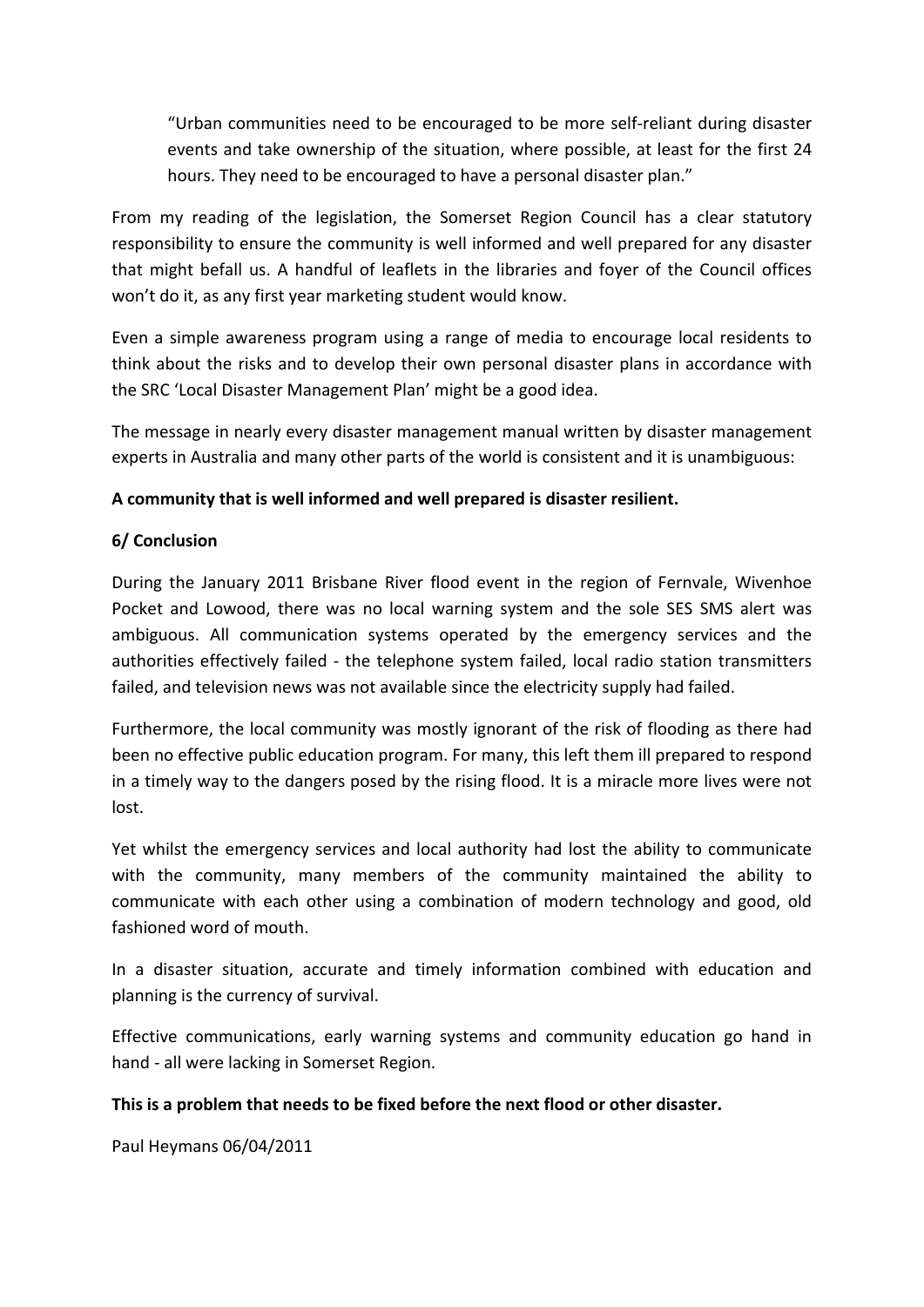> "Urban communities need to be encouraged to be more self-reliant during disaster events and take ownership of the situation, where possible, at least for the first 24 hours. They need to be encouraged to have a personal disaster plan."

From my reading of the legislation, the Somerset Region Council has a clear statutory responsibility to ensure the community is well informed and well prepared for any disaster that might befall us. A handful of leaflets in the libraries and foyer of the Council offices won't do it, as any first year marketing student would know.

Even a simple awareness program using a range of media to encourage local residents to think about the risks and to develop their own personal disaster plans in accordance with the SRC 'Local Disaster Management Plan' might be a good idea.

The message in nearly every disaster management manual written by disaster management experts in Australia and many other parts of the world is consistent and it is unambiguous:

**A community that is well informed and well prepared is disaster resilient.**

**6/ Conclusion**

During the January 2011 Brisbane River flood event in the region of Fernvale, Wivenhoe Pocket and Lowood, there was no local warning system and the sole SES SMS alert was ambiguous. All communication systems operated by the emergency services and the authorities effectively failed - the telephone system failed, local radio station transmitters failed, and television news was not available since the electricity supply had failed.

Furthermore, the local community was mostly ignorant of the risk of flooding as there had been no effective public education program. For many, this left them ill prepared to respond in a timely way to the dangers posed by the rising flood. It is a miracle more lives were not lost.

Yet whilst the emergency services and local authority had lost the ability to communicate with the community, many members of the community maintained the ability to communicate with each other using a combination of modern technology and good, old fashioned word of mouth.

In a disaster situation, accurate and timely information combined with education and planning is the currency of survival.

Effective communications, early warning systems and community education go hand in hand - all were lacking in Somerset Region.

**This is a problem that needs to be fixed before the next flood or other disaster.**

Paul Heymans 06/04/2011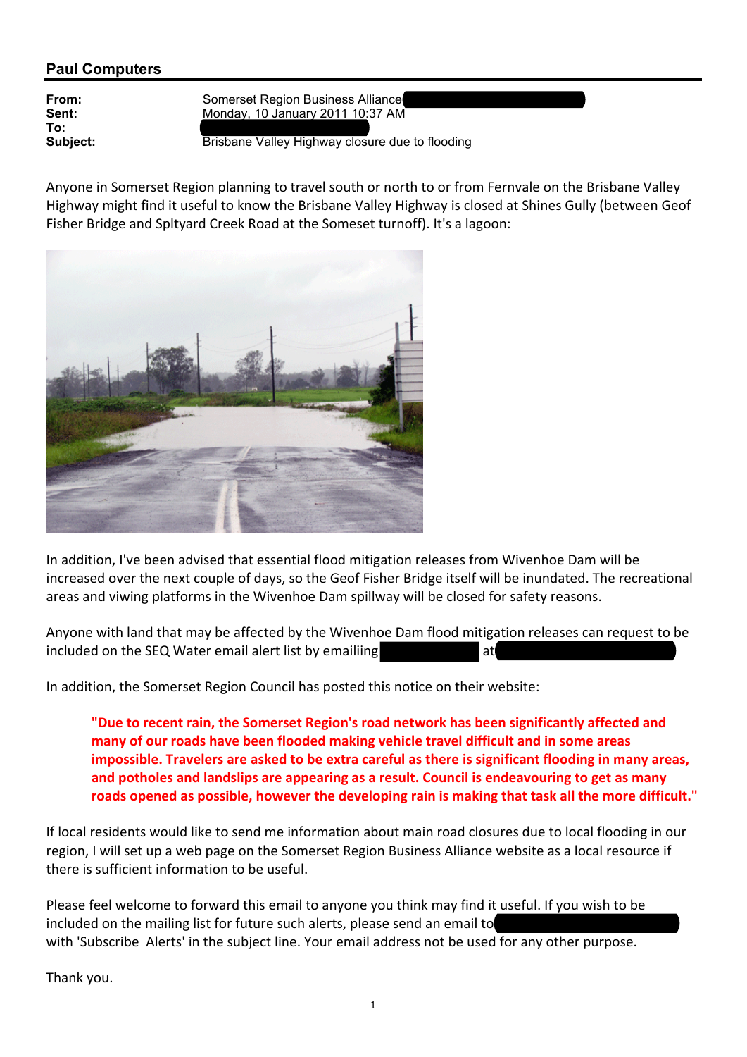## Paul Computers

| | |
|---|---|
| **From:** | Somerset Region Business Alliance |
| **Sent:** | Monday, 10 January 2011 10:37 AM |
| **To:** | |
| **Subject:** | Brisbane Valley Highway closure due to flooding |

Anyone in Somerset Region planning to travel south or north to or from Fernvale on the Brisbane Valley Highway might find it useful to know the Brisbane Valley Highway is closed at Shines Gully (between Geof Fisher Bridge and Spltyard Creek Road at the Someset turnoff). It's a lagoon:

In addition, I've been advised that essential flood mitigation releases from Wivenhoe Dam will be increased over the next couple of days, so the Geof Fisher Bridge itself will be inundated. The recreational areas and viwing platforms in the Wivenhoe Dam spillway will be closed for safety reasons.

Anyone with land that may be affected by the Wivenhoe Dam flood mitigation releases can request to be included on the SEQ Water email alert list by emailiing at

In addition, the Somerset Region Council has posted this notice on their website:

> **"Due to recent rain, the Somerset Region's road network has been significantly affected and many of our roads have been flooded making vehicle travel difficult and in some areas impossible. Travelers are asked to be extra careful as there is significant flooding in many areas, and potholes and landslips are appearing as a result. Council is endeavouring to get as many roads opened as possible, however the developing rain is making that task all the more difficult."**

If local residents would like to send me information about main road closures due to local flooding in our region, I will set up a web page on the Somerset Region Business Alliance website as a local resource if there is sufficient information to be useful.

Please feel welcome to forward this email to anyone you think may find it useful. If you wish to be included on the mailing list for future such alerts, please send an email to with 'Subscribe Alerts' in the subject line. Your email address not be used for any other purpose.

Thank you.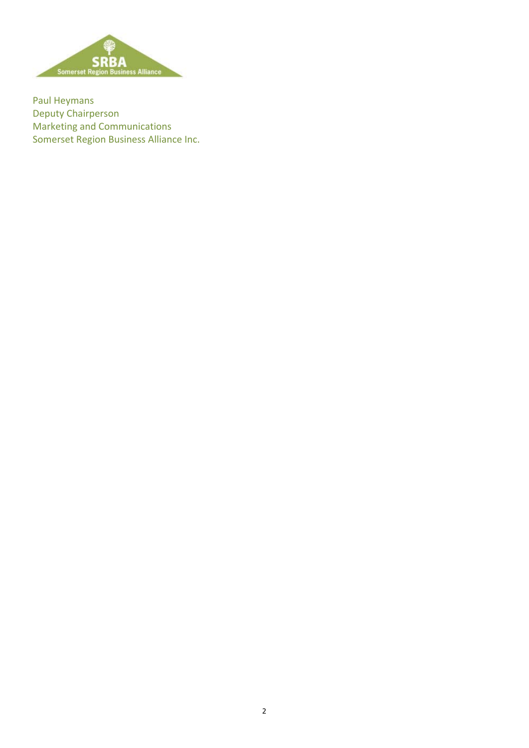Paul Heymans
Deputy Chairperson
Marketing and Communications
Somerset Region Business Alliance Inc.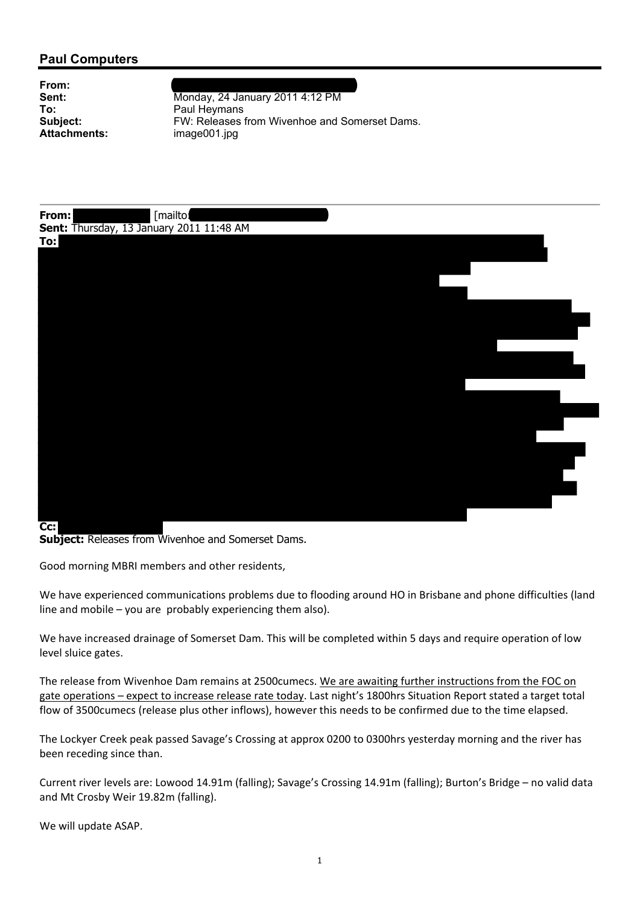## Paul Computers

**From:**
**Sent:** Monday, 24 January 2011 4:12 PM
**To:** Paul Heymans
**Subject:** FW: Releases from Wivenhoe and Somerset Dams.
**Attachments:** image001.jpg

---

**From:** [mailto:
**Sent:** Thursday, 13 January 2011 11:48 AM
**To:**
**Cc:**
**Subject:** Releases from Wivenhoe and Somerset Dams.

Good morning MBRI members and other residents,

We have experienced communications problems due to flooding around HO in Brisbane and phone difficulties (land line and mobile – you are probably experiencing them also).

We have increased drainage of Somerset Dam. This will be completed within 5 days and require operation of low level sluice gates.

The release from Wivenhoe Dam remains at 2500cumecs. We are awaiting further instructions from the FOC on gate operations – expect to increase release rate today. Last night's 1800hrs Situation Report stated a target total flow of 3500cumecs (release plus other inflows), however this needs to be confirmed due to the time elapsed.

The Lockyer Creek peak passed Savage's Crossing at approx 0200 to 0300hrs yesterday morning and the river has been receding since than.

Current river levels are: Lowood 14.91m (falling); Savage's Crossing 14.91m (falling); Burton's Bridge – no valid data and Mt Crosby Weir 19.82m (falling).

We will update ASAP.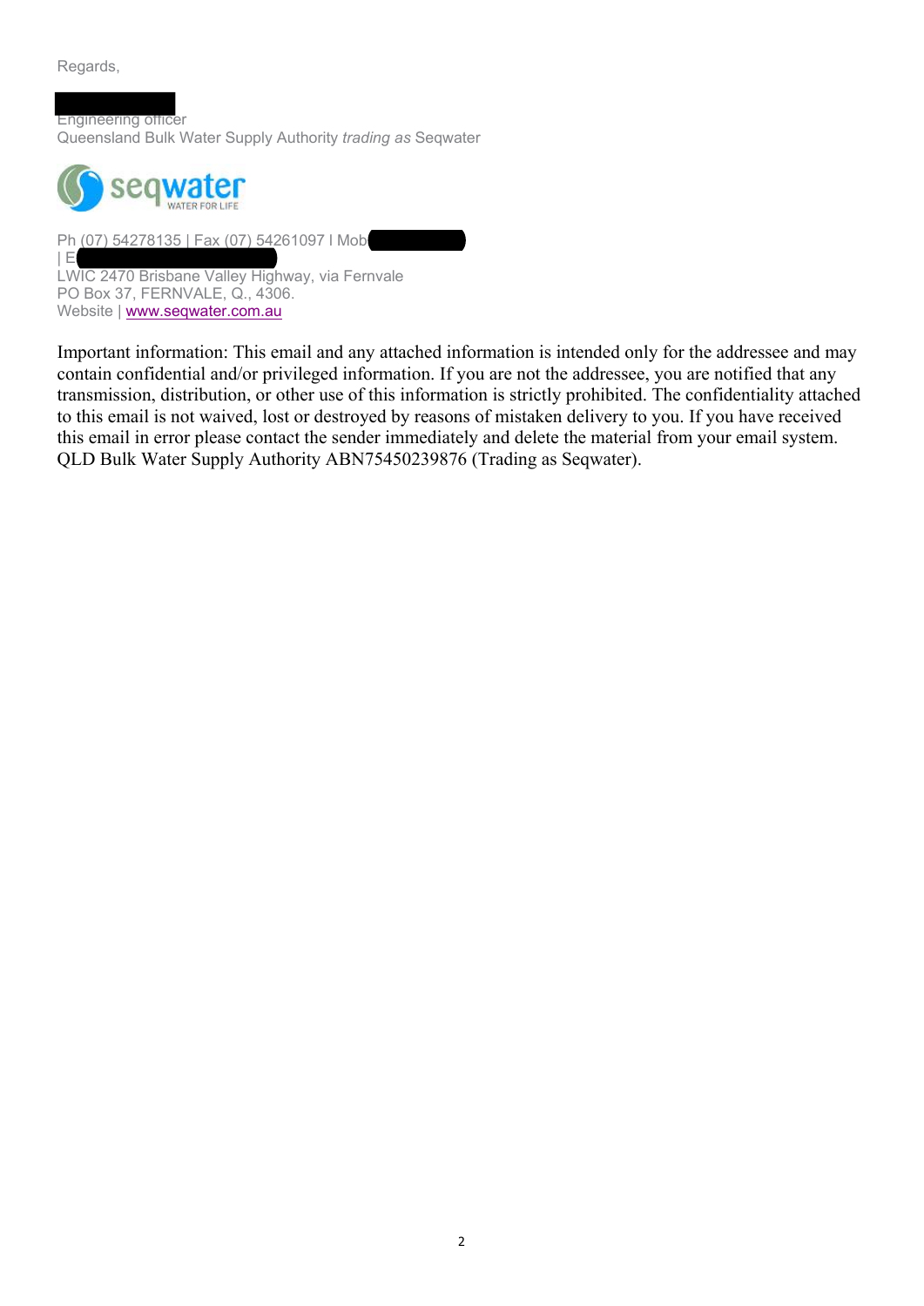Regards,

Engineering officer
Queensland Bulk Water Supply Authority *trading as* Seqwater

Ph (07) 54278135 | Fax (07) 54261097 I Mob
| E
LWIC 2470 Brisbane Valley Highway, via Fernvale
PO Box 37, FERNVALE, Q., 4306.
Website | www.seqwater.com.au

Important information: This email and any attached information is intended only for the addressee and may contain confidential and/or privileged information. If you are not the addressee, you are notified that any transmission, distribution, or other use of this information is strictly prohibited. The confidentiality attached to this email is not waived, lost or destroyed by reasons of mistaken delivery to you. If you have received this email in error please contact the sender immediately and delete the material from your email system. QLD Bulk Water Supply Authority ABN75450239876 (Trading as Seqwater).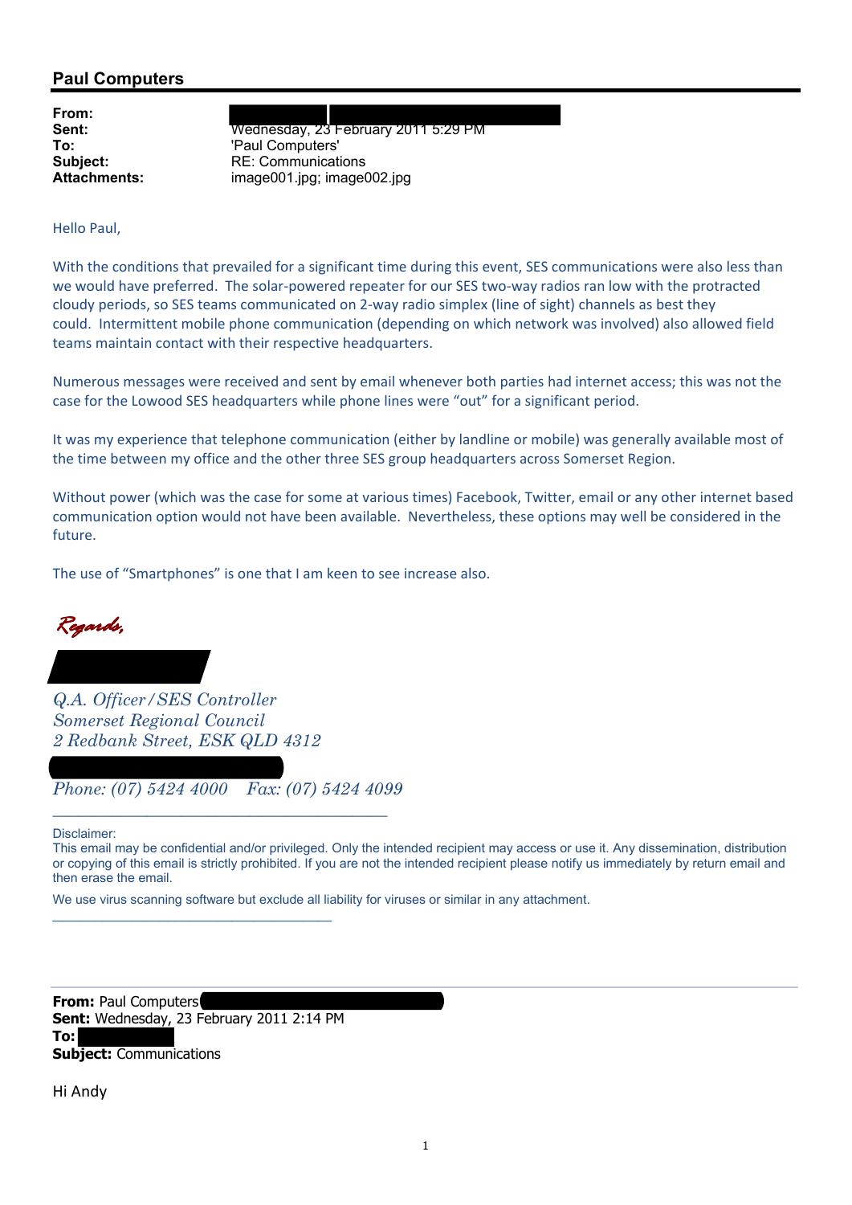## Paul Computers

**From:**
**Sent:** Wednesday, 23 February 2011 5:29 PM
**To:** 'Paul Computers'
**Subject:** RE: Communications
**Attachments:** image001.jpg; image002.jpg

Hello Paul,

With the conditions that prevailed for a significant time during this event, SES communications were also less than we would have preferred. The solar-powered repeater for our SES two-way radios ran low with the protracted cloudy periods, so SES teams communicated on 2-way radio simplex (line of sight) channels as best they could. Intermittent mobile phone communication (depending on which network was involved) also allowed field teams maintain contact with their respective headquarters.

Numerous messages were received and sent by email whenever both parties had internet access; this was not the case for the Lowood SES headquarters while phone lines were "out" for a significant period.

It was my experience that telephone communication (either by landline or mobile) was generally available most of the time between my office and the other three SES group headquarters across Somerset Region.

Without power (which was the case for some at various times) Facebook, Twitter, email or any other internet based communication option would not have been available. Nevertheless, these options may well be considered in the future.

The use of "Smartphones" is one that I am keen to see increase also.

*Regards,*

*Q.A. Officer/SES Controller*
*Somerset Regional Council*
*2 Redbank Street, ESK QLD 4312*

*Phone: (07) 5424 4000 Fax: (07) 5424 4099*

---

Disclaimer:
This email may be confidential and/or privileged. Only the intended recipient may access or use it. Any dissemination, distribution or copying of this email is strictly prohibited. If you are not the intended recipient please notify us immediately by return email and then erase the email.

We use virus scanning software but exclude all liability for viruses or similar in any attachment.

---

**From:** Paul Computers
**Sent:** Wednesday, 23 February 2011 2:14 PM
**To:**
**Subject:** Communications

Hi Andy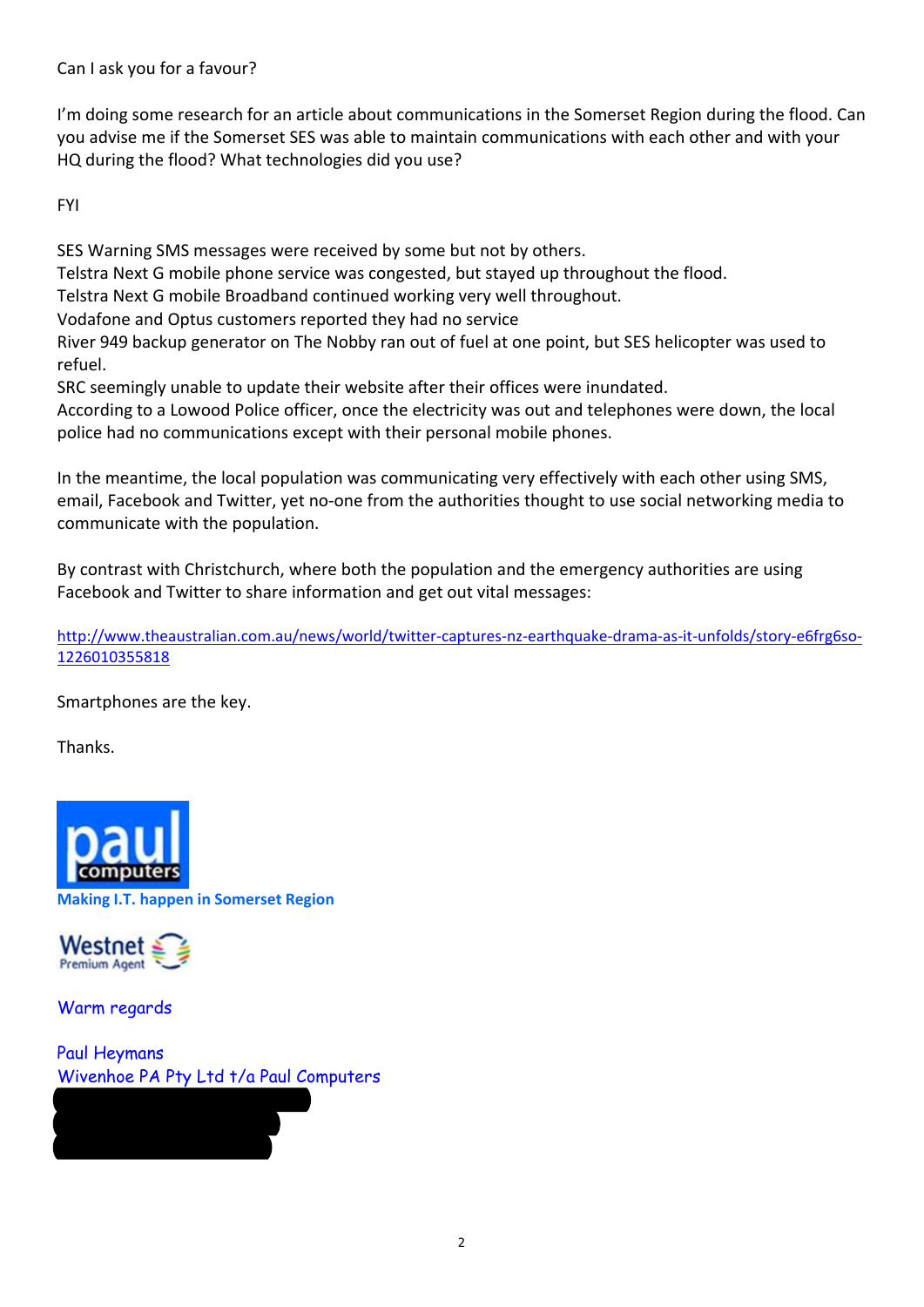Can I ask you for a favour?

I'm doing some research for an article about communications in the Somerset Region during the flood. Can you advise me if the Somerset SES was able to maintain communications with each other and with your HQ during the flood? What technologies did you use?

FYI

SES Warning SMS messages were received by some but not by others.
Telstra Next G mobile phone service was congested, but stayed up throughout the flood.
Telstra Next G mobile Broadband continued working very well throughout.
Vodafone and Optus customers reported they had no service
River 949 backup generator on The Nobby ran out of fuel at one point, but SES helicopter was used to refuel.
SRC seemingly unable to update their website after their offices were inundated.
According to a Lowood Police officer, once the electricity was out and telephones were down, the local police had no communications except with their personal mobile phones.

In the meantime, the local population was communicating very effectively with each other using SMS, email, Facebook and Twitter, yet no-one from the authorities thought to use social networking media to communicate with the population.

By contrast with Christchurch, where both the population and the emergency authorities are using Facebook and Twitter to share information and get out vital messages:

http://www.theaustralian.com.au/news/world/twitter-captures-nz-earthquake-drama-as-it-unfolds/story-e6frg6so-1226010355818

Smartphones are the key.

Thanks.

paul computers
Making I.T. happen in Somerset Region

Westnet Premium Agent

Warm regards

Paul Heymans
Wivenhoe PA Pty Ltd t/a Paul Computers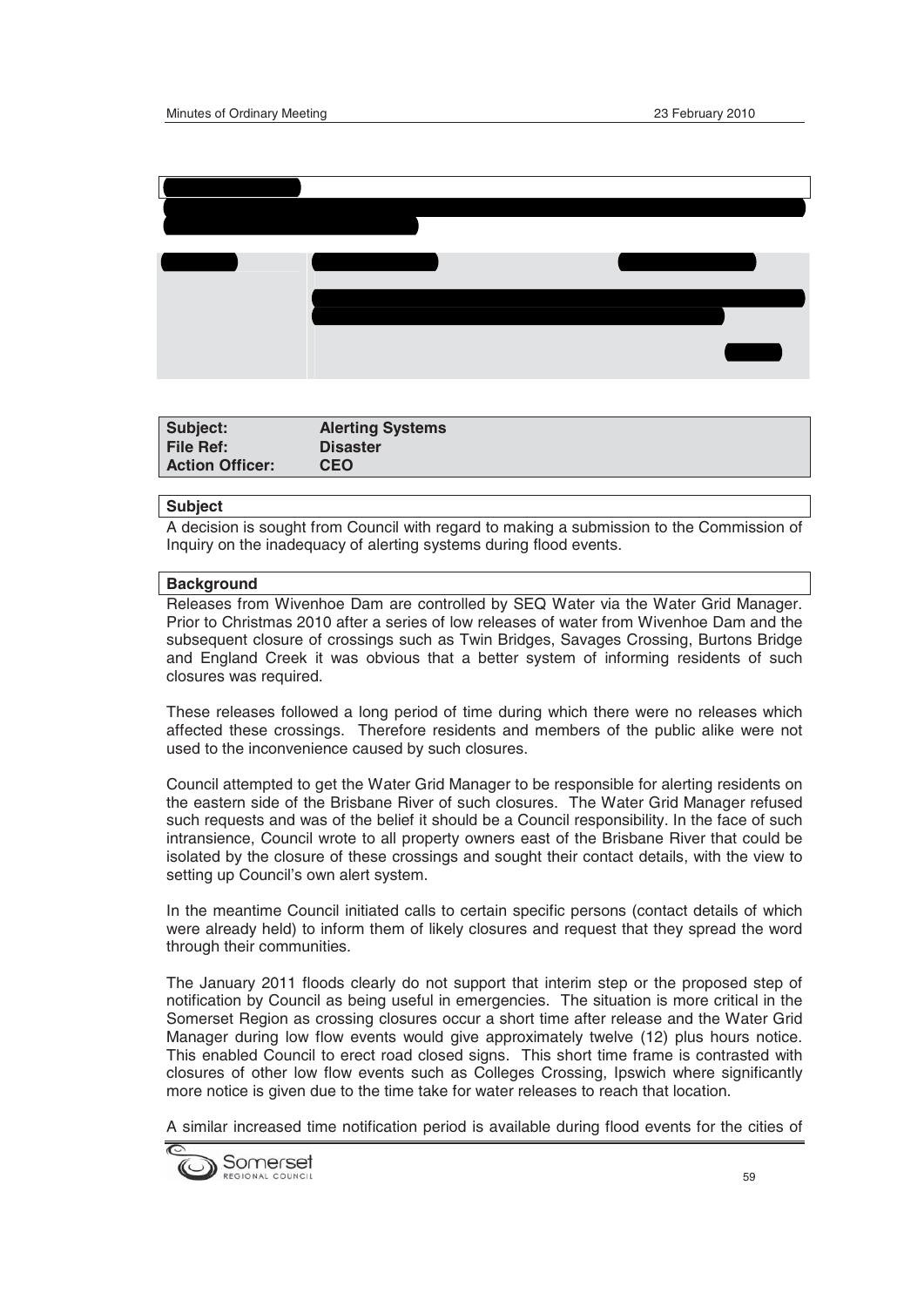| Subject: | Alerting Systems |
| --- | --- |
| File Ref: | Disaster |
| Action Officer: | CEO |

**Subject**

A decision is sought from Council with regard to making a submission to the Commission of Inquiry on the inadequacy of alerting systems during flood events.

**Background**

Releases from Wivenhoe Dam are controlled by SEQ Water via the Water Grid Manager. Prior to Christmas 2010 after a series of low releases of water from Wivenhoe Dam and the subsequent closure of crossings such as Twin Bridges, Savages Crossing, Burtons Bridge and England Creek it was obvious that a better system of informing residents of such closures was required.

These releases followed a long period of time during which there were no releases which affected these crossings. Therefore residents and members of the public alike were not used to the inconvenience caused by such closures.

Council attempted to get the Water Grid Manager to be responsible for alerting residents on the eastern side of the Brisbane River of such closures. The Water Grid Manager refused such requests and was of the belief it should be a Council responsibility. In the face of such intransience, Council wrote to all property owners east of the Brisbane River that could be isolated by the closure of these crossings and sought their contact details, with the view to setting up Council's own alert system.

In the meantime Council initiated calls to certain specific persons (contact details of which were already held) to inform them of likely closures and request that they spread the word through their communities.

The January 2011 floods clearly do not support that interim step or the proposed step of notification by Council as being useful in emergencies. The situation is more critical in the Somerset Region as crossing closures occur a short time after release and the Water Grid Manager during low flow events would give approximately twelve (12) plus hours notice. This enabled Council to erect road closed signs. This short time frame is contrasted with closures of other low flow events such as Colleges Crossing, Ipswich where significantly more notice is given due to the time take for water releases to reach that location.

A similar increased time notification period is available during flood events for the cities of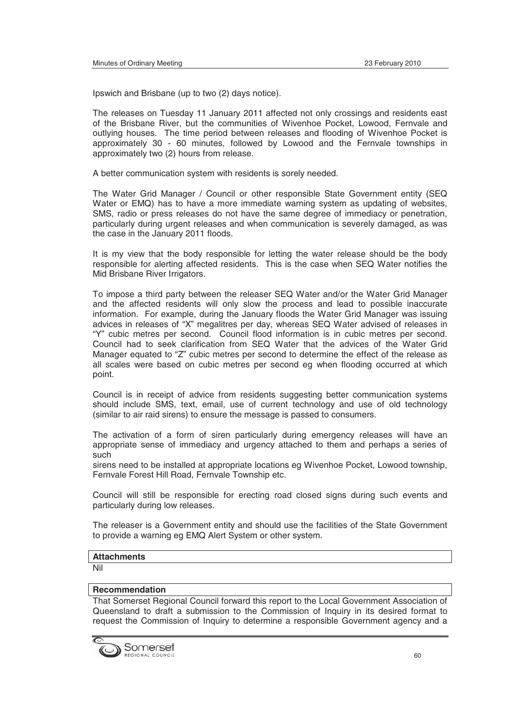Ipswich and Brisbane (up to two (2) days notice).

The releases on Tuesday 11 January 2011 affected not only crossings and residents east of the Brisbane River, but the communities of Wivenhoe Pocket, Lowood, Fernvale and outlying houses. The time period between releases and flooding of Wivenhoe Pocket is approximately 30 - 60 minutes, followed by Lowood and the Fernvale townships in approximately two (2) hours from release.

A better communication system with residents is sorely needed.

The Water Grid Manager / Council or other responsible State Government entity (SEQ Water or EMQ) has to have a more immediate warning system as updating of websites, SMS, radio or press releases do not have the same degree of immediacy or penetration, particularly during urgent releases and when communication is severely damaged, as was the case in the January 2011 floods.

It is my view that the body responsible for letting the water release should be the body responsible for alerting affected residents. This is the case when SEQ Water notifies the Mid Brisbane River Irrigators.

To impose a third party between the releaser SEQ Water and/or the Water Grid Manager and the affected residents will only slow the process and lead to possible inaccurate information. For example, during the January floods the Water Grid Manager was issuing advices in releases of "X" megalitres per day, whereas SEQ Water advised of releases in "Y" cubic metres per second. Council flood information is in cubic metres per second. Council had to seek clarification from SEQ Water that the advices of the Water Grid Manager equated to "Z" cubic metres per second to determine the effect of the release as all scales were based on cubic metres per second eg when flooding occurred at which point.

Council is in receipt of advice from residents suggesting better communication systems should include SMS, text, email, use of current technology and use of old technology (similar to air raid sirens) to ensure the message is passed to consumers.

The activation of a form of siren particularly during emergency releases will have an appropriate sense of immediacy and urgency attached to them and perhaps a series of such

sirens need to be installed at appropriate locations eg Wivenhoe Pocket, Lowood township, Fernvale Forest Hill Road, Fernvale Township etc.

Council will still be responsible for erecting road closed signs during such events and particularly during low releases.

The releaser is a Government entity and should use the facilities of the State Government to provide a warning eg EMQ Alert System or other system.

**Attachments**

Nil

**Recommendation**

That Somerset Regional Council forward this report to the Local Government Association of Queensland to draft a submission to the Commission of Inquiry in its desired format to request the Commission of Inquiry to determine a responsible Government agency and a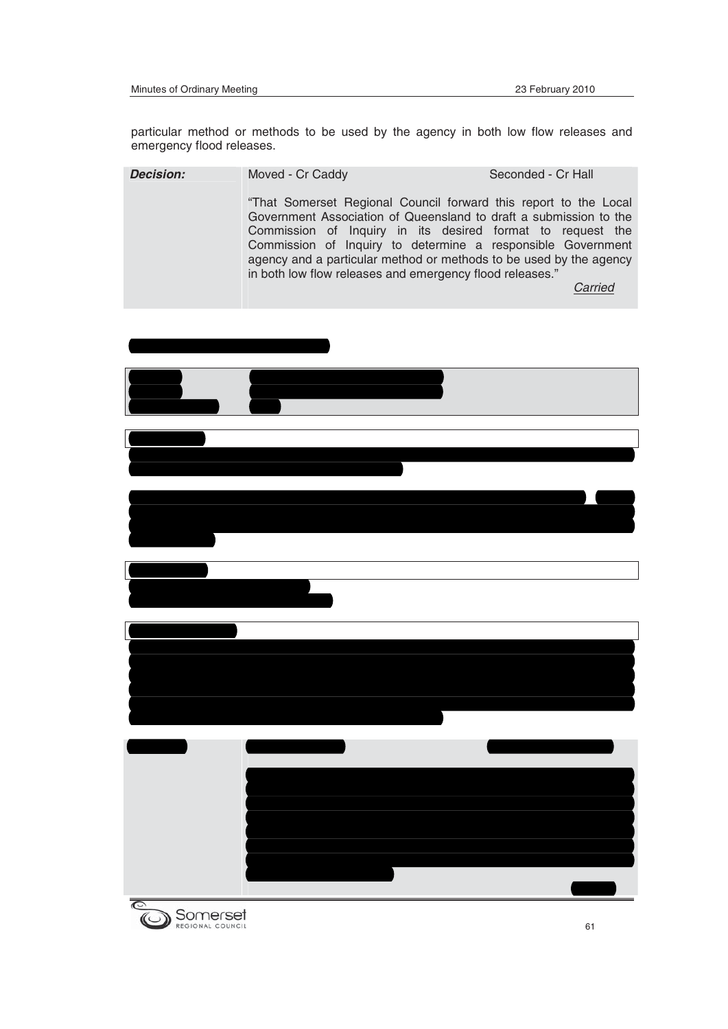particular method or methods to be used by the agency in both low flow releases and emergency flood releases.

| | | |
|---|---|---|
| ***Decision:*** | Moved - Cr Caddy | Seconded - Cr Hall |
| | "That Somerset Regional Council forward this report to the Local Government Association of Queensland to draft a submission to the Commission of Inquiry in its desired format to request the Commission of Inquiry to determine a responsible Government agency and a particular method or methods to be used by the agency in both low flow releases and emergency flood releases." | |
| | | *Carried* |